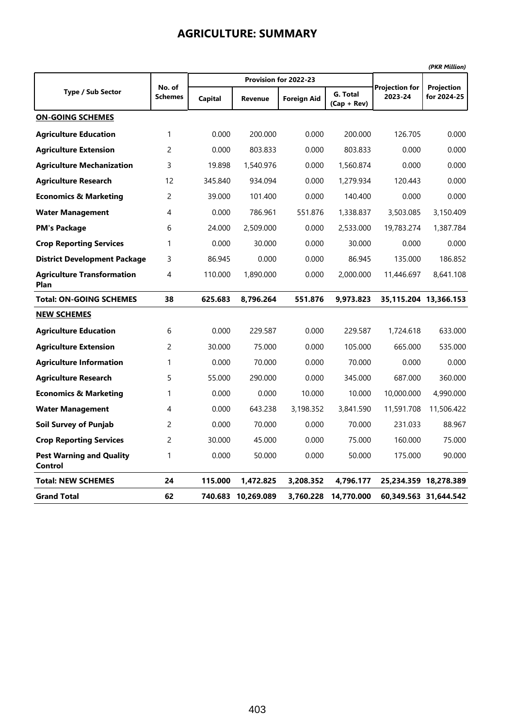# AGRICULTURE: SUMMARY

*(PKR Million)*

| Type / Sub Sector | No. of Schemes | Provision for 2022-23 | | | | Projection for 2023-24 | Projection for 2024-25 |
|---|---|---|---|---|---|---|---|
| | | Capital | Revenue | Foreign Aid | G. Total (Cap + Rev) | | |
| **ON-GOING SCHEMES** | | | | | | | |
| **Agriculture Education** | 1 | 0.000 | 200.000 | 0.000 | 200.000 | 126.705 | 0.000 |
| **Agriculture Extension** | 2 | 0.000 | 803.833 | 0.000 | 803.833 | 0.000 | 0.000 |
| **Agriculture Mechanization** | 3 | 19.898 | 1,540.976 | 0.000 | 1,560.874 | 0.000 | 0.000 |
| **Agriculture Research** | 12 | 345.840 | 934.094 | 0.000 | 1,279.934 | 120.443 | 0.000 |
| **Economics & Marketing** | 2 | 39.000 | 101.400 | 0.000 | 140.400 | 0.000 | 0.000 |
| **Water Management** | 4 | 0.000 | 786.961 | 551.876 | 1,338.837 | 3,503.085 | 3,150.409 |
| **PM's Package** | 6 | 24.000 | 2,509.000 | 0.000 | 2,533.000 | 19,783.274 | 1,387.784 |
| **Crop Reporting Services** | 1 | 0.000 | 30.000 | 0.000 | 30.000 | 0.000 | 0.000 |
| **District Development Package** | 3 | 86.945 | 0.000 | 0.000 | 86.945 | 135.000 | 186.852 |
| **Agriculture Transformation Plan** | 4 | 110.000 | 1,890.000 | 0.000 | 2,000.000 | 11,446.697 | 8,641.108 |
| **Total: ON-GOING SCHEMES** | **38** | **625.683** | **8,796.264** | **551.876** | **9,973.823** | **35,115.204** | **13,366.153** |
| **NEW SCHEMES** | | | | | | | |
| **Agriculture Education** | 6 | 0.000 | 229.587 | 0.000 | 229.587 | 1,724.618 | 633.000 |
| **Agriculture Extension** | 2 | 30.000 | 75.000 | 0.000 | 105.000 | 665.000 | 535.000 |
| **Agriculture Information** | 1 | 0.000 | 70.000 | 0.000 | 70.000 | 0.000 | 0.000 |
| **Agriculture Research** | 5 | 55.000 | 290.000 | 0.000 | 345.000 | 687.000 | 360.000 |
| **Economics & Marketing** | 1 | 0.000 | 0.000 | 10.000 | 10.000 | 10,000.000 | 4,990.000 |
| **Water Management** | 4 | 0.000 | 643.238 | 3,198.352 | 3,841.590 | 11,591.708 | 11,506.422 |
| **Soil Survey of Punjab** | 2 | 0.000 | 70.000 | 0.000 | 70.000 | 231.033 | 88.967 |
| **Crop Reporting Services** | 2 | 30.000 | 45.000 | 0.000 | 75.000 | 160.000 | 75.000 |
| **Pest Warning and Quality Control** | 1 | 0.000 | 50.000 | 0.000 | 50.000 | 175.000 | 90.000 |
| **Total: NEW SCHEMES** | **24** | **115.000** | **1,472.825** | **3,208.352** | **4,796.177** | **25,234.359** | **18,278.389** |
| **Grand Total** | **62** | **740.683** | **10,269.089** | **3,760.228** | **14,770.000** | **60,349.563** | **31,644.542** |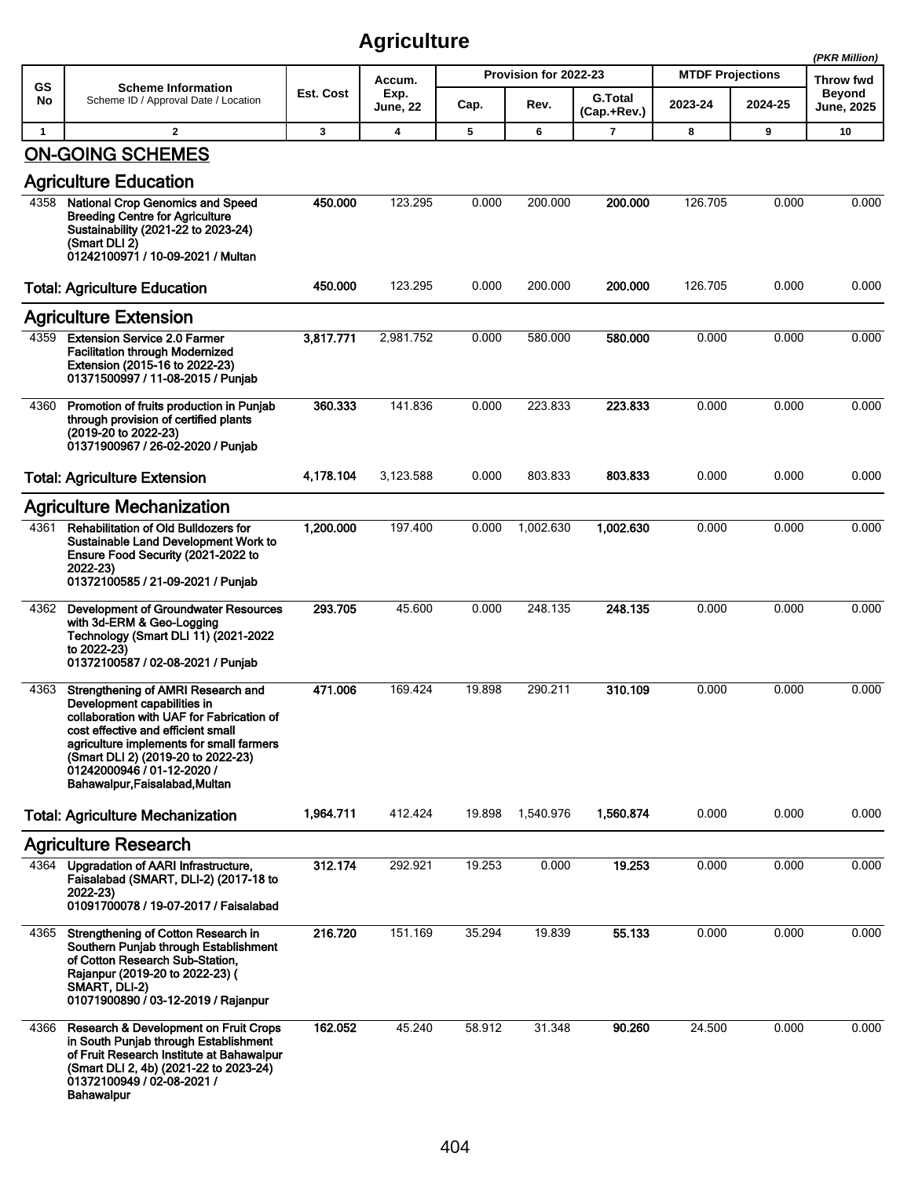# Agriculture

(PKR Million)

| GS No | Scheme Information<br>Scheme ID / Approval Date / Location | Est. Cost | Accum. Exp. June, 22 | Provision for 2022-23 | | | MTDF Projections | | Throw fwd Beyond June, 2025 |
|---|---|---|---|---|---|---|---|---|---|
| | | | | Cap. | Rev. | G.Total (Cap.+Rev.) | 2023-24 | 2024-25 | |
| 1 | 2 | 3 | 4 | 5 | 6 | 7 | 8 | 9 | 10 |
| | **ON-GOING SCHEMES** | | | | | | | | |
| | **Agriculture Education** | | | | | | | | |
| 4358 | **National Crop Genomics and Speed Breeding Centre for Agriculture Sustainability (2021-22 to 2023-24) (Smart DLI 2)**<br>**01242100971 / 10-09-2021 / Multan** | **450.000** | 123.295 | 0.000 | 200.000 | **200.000** | 126.705 | 0.000 | 0.000 |
| | **Total: Agriculture Education** | **450.000** | 123.295 | 0.000 | 200.000 | **200.000** | 126.705 | 0.000 | 0.000 |
| | **Agriculture Extension** | | | | | | | | |
| 4359 | **Extension Service 2.0 Farmer Facilitation through Modernized Extension (2015-16 to 2022-23)**<br>**01371500997 / 11-08-2015 / Punjab** | **3,817.771** | 2,981.752 | 0.000 | 580.000 | **580.000** | 0.000 | 0.000 | 0.000 |
| 4360 | **Promotion of fruits production in Punjab through provision of certified plants (2019-20 to 2022-23)**<br>**01371900967 / 26-02-2020 / Punjab** | **360.333** | 141.836 | 0.000 | 223.833 | **223.833** | 0.000 | 0.000 | 0.000 |
| | **Total: Agriculture Extension** | **4,178.104** | 3,123.588 | 0.000 | 803.833 | **803.833** | 0.000 | 0.000 | 0.000 |
| | **Agriculture Mechanization** | | | | | | | | |
| 4361 | **Rehabilitation of Old Bulldozers for Sustainable Land Development Work to Ensure Food Security (2021-2022 to 2022-23)**<br>**01372100585 / 21-09-2021 / Punjab** | **1,200.000** | 197.400 | 0.000 | 1,002.630 | **1,002.630** | 0.000 | 0.000 | 0.000 |
| 4362 | **Development of Groundwater Resources with 3d-ERM & Geo-Logging Technology (Smart DLI 11) (2021-2022 to 2022-23)**<br>**01372100587 / 02-08-2021 / Punjab** | **293.705** | 45.600 | 0.000 | 248.135 | **248.135** | 0.000 | 0.000 | 0.000 |
| 4363 | **Strengthening of AMRI Research and Development capabilities in collaboration with UAF for Fabrication of cost effective and efficient small agriculture implements for small farmers (Smart DLI 2) (2019-20 to 2022-23)**<br>**01242000946 / 01-12-2020 / Bahawalpur,Faisalabad,Multan** | **471.006** | 169.424 | 19.898 | 290.211 | **310.109** | 0.000 | 0.000 | 0.000 |
| | **Total: Agriculture Mechanization** | **1,964.711** | 412.424 | 19.898 | 1,540.976 | **1,560.874** | 0.000 | 0.000 | 0.000 |
| | **Agriculture Research** | | | | | | | | |
| 4364 | **Upgradation of AARI Infrastructure, Faisalabad (SMART, DLI-2) (2017-18 to 2022-23)**<br>**01091700078 / 19-07-2017 / Faisalabad** | **312.174** | 292.921 | 19.253 | 0.000 | **19.253** | 0.000 | 0.000 | 0.000 |
| 4365 | **Strengthening of Cotton Research in Southern Punjab through Establishment of Cotton Research Sub-Station, Rajanpur (2019-20 to 2022-23) ( SMART, DLI-2)**<br>**01071900890 / 03-12-2019 / Rajanpur** | **216.720** | 151.169 | 35.294 | 19.839 | **55.133** | 0.000 | 0.000 | 0.000 |
| 4366 | **Research & Development on Fruit Crops in South Punjab through Establishment of Fruit Research Institute at Bahawalpur (Smart DLI 2, 4b) (2021-22 to 2023-24)**<br>**01372100949 / 02-08-2021 / Bahawalpur** | **162.052** | 45.240 | 58.912 | 31.348 | **90.260** | 24.500 | 0.000 | 0.000 |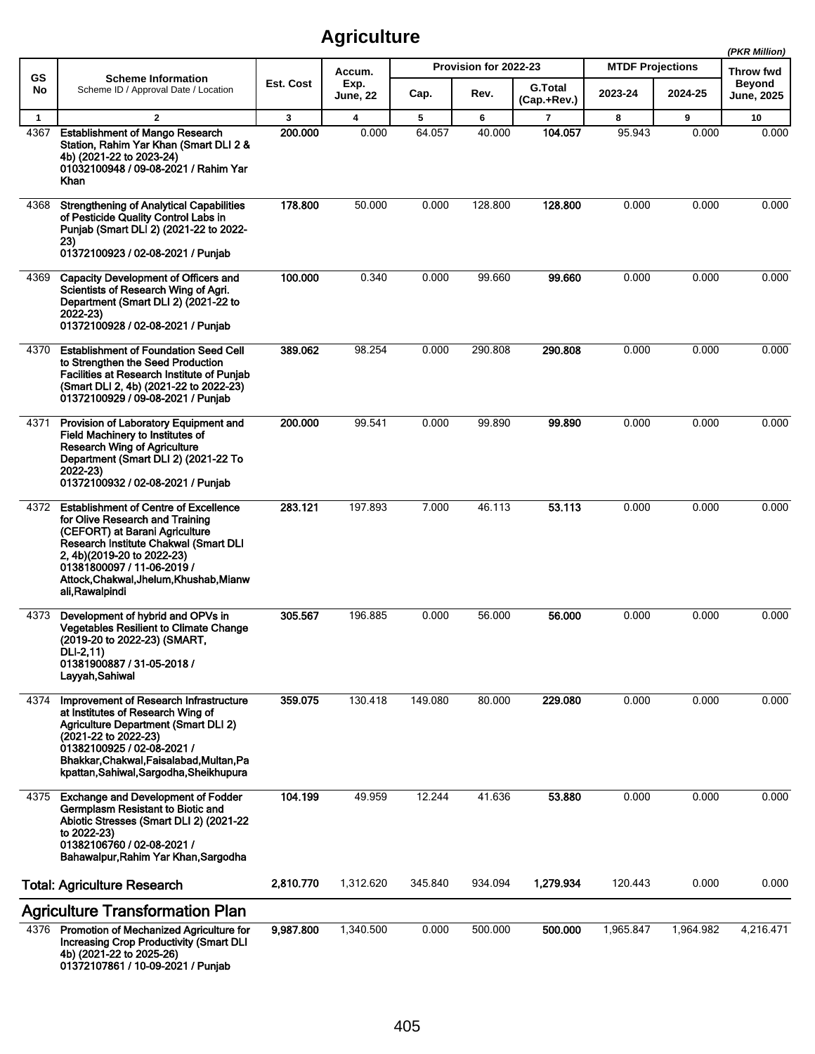# Agriculture

*(PKR Million)*

| GS No | Scheme Information<br>Scheme ID / Approval Date / Location | Est. Cost | Accum. Exp. June, 22 | Provision for 2022-23 | | | MTDF Projections | | Throw fwd Beyond June, 2025 |
|---|---|---|---|---|---|---|---|---|---|
| | | | | Cap. | Rev. | G.Total (Cap.+Rev.) | 2023-24 | 2024-25 | |
| 1 | 2 | 3 | 4 | 5 | 6 | 7 | 8 | 9 | 10 |
| 4367 | **Establishment of Mango Research Station, Rahim Yar Khan (Smart DLI 2 & 4b) (2021-22 to 2023-24)<br>01032100948 / 09-08-2021 / Rahim Yar Khan** | **200.000** | 0.000 | 64.057 | 40.000 | **104.057** | 95.943 | 0.000 | 0.000 |
| 4368 | **Strengthening of Analytical Capabilities of Pesticide Quality Control Labs in Punjab (Smart DLI 2) (2021-22 to 2022-23)<br>01372100923 / 02-08-2021 / Punjab** | **178.800** | 50.000 | 0.000 | 128.800 | **128.800** | 0.000 | 0.000 | 0.000 |
| 4369 | **Capacity Development of Officers and Scientists of Research Wing of Agri. Department (Smart DLI 2) (2021-22 to 2022-23)<br>01372100928 / 02-08-2021 / Punjab** | **100.000** | 0.340 | 0.000 | 99.660 | **99.660** | 0.000 | 0.000 | 0.000 |
| 4370 | **Establishment of Foundation Seed Cell to Strengthen the Seed Production Facilities at Research Institute of Punjab (Smart DLI 2, 4b) (2021-22 to 2022-23)<br>01372100929 / 09-08-2021 / Punjab** | **389.062** | 98.254 | 0.000 | 290.808 | **290.808** | 0.000 | 0.000 | 0.000 |
| 4371 | **Provision of Laboratory Equipment and Field Machinery to Institutes of Research Wing of Agriculture Department (Smart DLI 2) (2021-22 To 2022-23)<br>01372100932 / 02-08-2021 / Punjab** | **200.000** | 99.541 | 0.000 | 99.890 | **99.890** | 0.000 | 0.000 | 0.000 |
| 4372 | **Establishment of Centre of Excellence for Olive Research and Training (CEFORT) at Barani Agriculture Research Institute Chakwal (Smart DLI 2, 4b)(2019-20 to 2022-23)<br>01381800097 / 11-06-2019 / Attock,Chakwal,Jhelum,Khushab,Mianwali,Rawalpindi** | **283.121** | 197.893 | 7.000 | 46.113 | **53.113** | 0.000 | 0.000 | 0.000 |
| 4373 | **Development of hybrid and OPVs in Vegetables Resilient to Climate Change (2019-20 to 2022-23) (SMART, DLI-2,11)<br>01381900887 / 31-05-2018 / Layyah,Sahiwal** | **305.567** | 196.885 | 0.000 | 56.000 | **56.000** | 0.000 | 0.000 | 0.000 |
| 4374 | **Improvement of Research Infrastructure at Institutes of Research Wing of Agriculture Department (Smart DLI 2) (2021-22 to 2022-23)<br>01382100925 / 02-08-2021 / Bhakkar,Chakwal,Faisalabad,Multan,Pakpattan,Sahiwal,Sargodha,Sheikhupura** | **359.075** | 130.418 | 149.080 | 80.000 | **229.080** | 0.000 | 0.000 | 0.000 |
| 4375 | **Exchange and Development of Fodder Germplasm Resistant to Biotic and Abiotic Stresses (Smart DLI 2) (2021-22 to 2022-23)<br>01382106760 / 02-08-2021 / Bahawalpur,Rahim Yar Khan,Sargodha** | **104.199** | 49.959 | 12.244 | 41.636 | **53.880** | 0.000 | 0.000 | 0.000 |
| | **Total: Agriculture Research** | **2,810.770** | 1,312.620 | 345.840 | 934.094 | **1,279.934** | 120.443 | 0.000 | 0.000 |
| | **Agriculture Transformation Plan** | | | | | | | | |
| 4376 | **Promotion of Mechanized Agriculture for Increasing Crop Productivity (Smart DLI 4b) (2021-22 to 2025-26)<br>01372107861 / 10-09-2021 / Punjab** | **9,987.800** | 1,340.500 | 0.000 | 500.000 | **500.000** | 1,965.847 | 1,964.982 | 4,216.471 |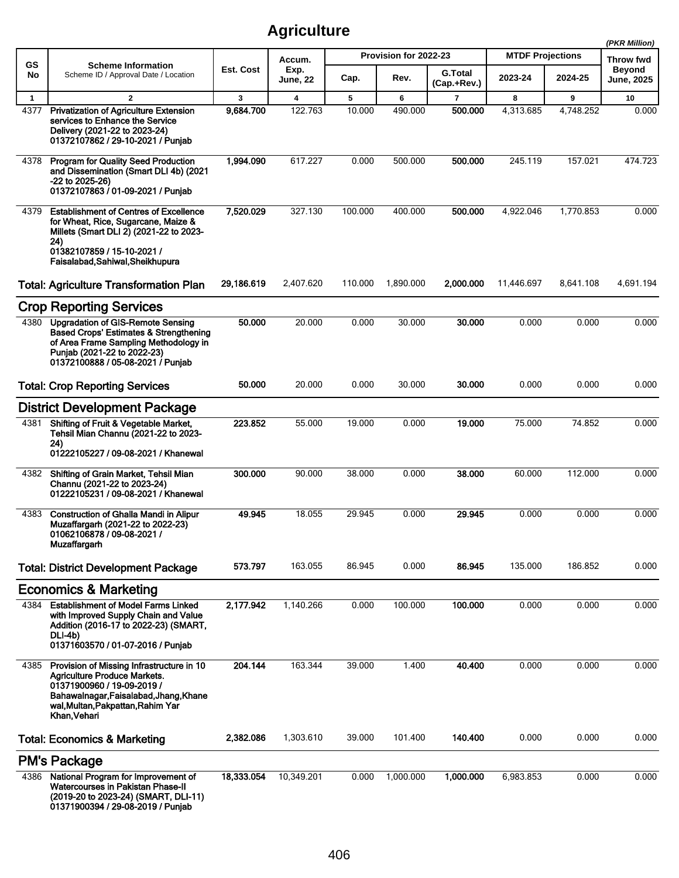# Agriculture

*(PKR Million)*

| GS No | Scheme Information<br>Scheme ID / Approval Date / Location | Est. Cost | Accum. Exp. June, 22 | Provision for 2022-23 | | | MTDF Projections | | Throw fwd Beyond June, 2025 |
|---|---|---|---|---|---|---|---|---|---|
| | | | | Cap. | Rev. | G.Total (Cap.+Rev.) | 2023-24 | 2024-25 | |
| 1 | 2 | 3 | 4 | 5 | 6 | 7 | 8 | 9 | 10 |
| 4377 | **Privatization of Agriculture Extension services to Enhance the Service Delivery (2021-22 to 2023-24)<br>01372107862 / 29-10-2021 / Punjab** | **9,684.700** | 122.763 | 10.000 | 490.000 | **500.000** | 4,313.685 | 4,748.252 | 0.000 |
| 4378 | **Program for Quality Seed Production and Dissemination (Smart DLI 4b) (2021 -22 to 2025-26)<br>01372107863 / 01-09-2021 / Punjab** | **1,994.090** | 617.227 | 0.000 | 500.000 | **500.000** | 245.119 | 157.021 | 474.723 |
| 4379 | **Establishment of Centres of Excellence for Wheat, Rice, Sugarcane, Maize & Millets (Smart DLI 2) (2021-22 to 2023-24)<br>01382107859 / 15-10-2021 / Faisalabad,Sahiwal,Sheikhupura** | **7,520.029** | 327.130 | 100.000 | 400.000 | **500.000** | 4,922.046 | 1,770.853 | 0.000 |
| | **Total: Agriculture Transformation Plan** | **29,186.619** | 2,407.620 | 110.000 | 1,890.000 | **2,000.000** | 11,446.697 | 8,641.108 | 4,691.194 |
| | **Crop Reporting Services** | | | | | | | | |
| 4380 | **Upgradation of GIS-Remote Sensing Based Crops' Estimates & Strengthening of Area Frame Sampling Methodology in Punjab (2021-22 to 2022-23)<br>01372100888 / 05-08-2021 / Punjab** | **50.000** | 20.000 | 0.000 | 30.000 | **30.000** | 0.000 | 0.000 | 0.000 |
| | **Total: Crop Reporting Services** | **50.000** | 20.000 | 0.000 | 30.000 | **30.000** | 0.000 | 0.000 | 0.000 |
| | **District Development Package** | | | | | | | | |
| 4381 | **Shifting of Fruit & Vegetable Market, Tehsil Mian Channu (2021-22 to 2023-24)<br>01222105227 / 09-08-2021 / Khanewal** | **223.852** | 55.000 | 19.000 | 0.000 | **19.000** | 75.000 | 74.852 | 0.000 |
| 4382 | **Shifting of Grain Market, Tehsil Mian Channu (2021-22 to 2023-24)<br>01222105231 / 09-08-2021 / Khanewal** | **300.000** | 90.000 | 38.000 | 0.000 | **38.000** | 60.000 | 112.000 | 0.000 |
| 4383 | **Construction of Ghalla Mandi in Alipur Muzaffargarh (2021-22 to 2022-23)<br>01062106878 / 09-08-2021 / Muzaffargarh** | **49.945** | 18.055 | 29.945 | 0.000 | **29.945** | 0.000 | 0.000 | 0.000 |
| | **Total: District Development Package** | **573.797** | 163.055 | 86.945 | 0.000 | **86.945** | 135.000 | 186.852 | 0.000 |
| | **Economics & Marketing** | | | | | | | | |
| 4384 | **Establishment of Model Farms Linked with Improved Supply Chain and Value Addition (2016-17 to 2022-23) (SMART, DLI-4b)<br>01371603570 / 01-07-2016 / Punjab** | **2,177.942** | 1,140.266 | 0.000 | 100.000 | **100.000** | 0.000 | 0.000 | 0.000 |
| 4385 | **Provision of Missing Infrastructure in 10 Agriculture Produce Markets.<br>01371900960 / 19-09-2019 / Bahawalnagar,Faisalabad,Jhang,Khanewal,Multan,Pakpattan,Rahim Yar Khan,Vehari** | **204.144** | 163.344 | 39.000 | 1.400 | **40.400** | 0.000 | 0.000 | 0.000 |
| | **Total: Economics & Marketing** | **2,382.086** | 1,303.610 | 39.000 | 101.400 | **140.400** | 0.000 | 0.000 | 0.000 |
| | **PM's Package** | | | | | | | | |
| 4386 | **National Program for Improvement of Watercourses in Pakistan Phase-II (2019-20 to 2023-24) (SMART, DLI-11)<br>01371900394 / 29-08-2019 / Punjab** | **18,333.054** | 10,349.201 | 0.000 | 1,000.000 | **1,000.000** | 6,983.853 | 0.000 | 0.000 |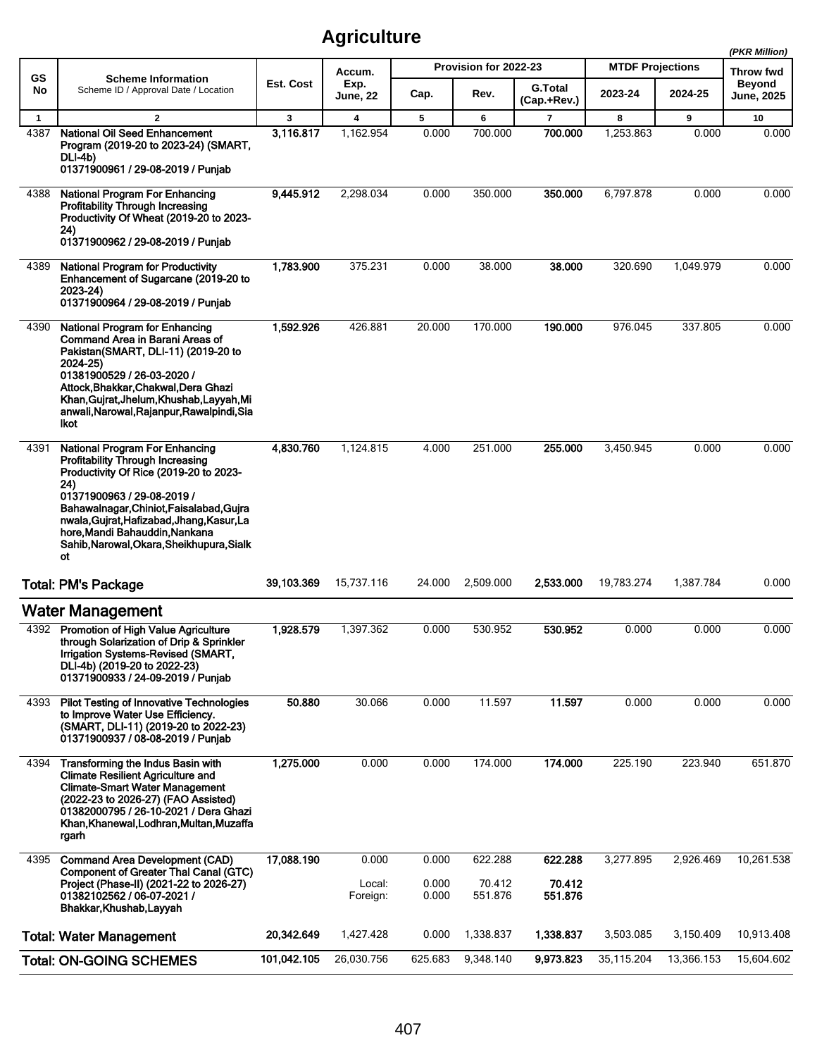# Agriculture

(PKR Million)

| GS No | Scheme Information<br>Scheme ID / Approval Date / Location | Est. Cost | Accum. Exp. June, 22 | Provision for 2022-23 | | | MTDF Projections | | Throw fwd Beyond June, 2025 |
|---|---|---|---|---|---|---|---|---|---|
| | | | | Cap. | Rev. | G.Total (Cap.+Rev.) | 2023-24 | 2024-25 | |
| 1 | 2 | 3 | 4 | 5 | 6 | 7 | 8 | 9 | 10 |
| 4387 | **National Oil Seed Enhancement Program (2019-20 to 2023-24) (SMART, DLI-4b)**<br>**01371900961 / 29-08-2019 / Punjab** | **3,116.817** | 1,162.954 | 0.000 | 700.000 | **700.000** | 1,253.863 | 0.000 | 0.000 |
| 4388 | **National Program For Enhancing Profitability Through Increasing Productivity Of Wheat (2019-20 to 2023-24)**<br>**01371900962 / 29-08-2019 / Punjab** | **9,445.912** | 2,298.034 | 0.000 | 350.000 | **350.000** | 6,797.878 | 0.000 | 0.000 |
| 4389 | **National Program for Productivity Enhancement of Sugarcane (2019-20 to 2023-24)**<br>**01371900964 / 29-08-2019 / Punjab** | **1,783.900** | 375.231 | 0.000 | 38.000 | **38.000** | 320.690 | 1,049.979 | 0.000 |
| 4390 | **National Program for Enhancing Command Area in Barani Areas of Pakistan(SMART, DLI-11) (2019-20 to 2024-25)**<br>**01381900529 / 26-03-2020 / Attock,Bhakkar,Chakwal,Dera Ghazi Khan,Gujrat,Jhelum,Khushab,Layyah,Mianwali,Narowal,Rajanpur,Rawalpindi,Sialkot** | **1,592.926** | 426.881 | 20.000 | 170.000 | **190.000** | 976.045 | 337.805 | 0.000 |
| 4391 | **National Program For Enhancing Profitability Through Increasing Productivity Of Rice (2019-20 to 2023-24)**<br>**01371900963 / 29-08-2019 / Bahawalnagar,Chiniot,Faisalabad,Gujranwala,Gujrat,Hafizabad,Jhang,Kasur,Lahore,Mandi Bahauddin,Nankana Sahib,Narowal,Okara,Sheikhupura,Sialkot** | **4,830.760** | 1,124.815 | 4.000 | 251.000 | **255.000** | 3,450.945 | 0.000 | 0.000 |
| | **Total: PM's Package** | **39,103.369** | 15,737.116 | 24.000 | 2,509.000 | **2,533.000** | 19,783.274 | 1,387.784 | 0.000 |
| | **Water Management** | | | | | | | | |
| 4392 | **Promotion of High Value Agriculture through Solarization of Drip & Sprinkler Irrigation Systems-Revised (SMART, DLI-4b) (2019-20 to 2022-23)**<br>**01371900933 / 24-09-2019 / Punjab** | **1,928.579** | 1,397.362 | 0.000 | 530.952 | **530.952** | 0.000 | 0.000 | 0.000 |
| 4393 | **Pilot Testing of Innovative Technologies to Improve Water Use Efficiency. (SMART, DLI-11) (2019-20 to 2022-23)**<br>**01371900937 / 08-08-2019 / Punjab** | **50.880** | 30.066 | 0.000 | 11.597 | **11.597** | 0.000 | 0.000 | 0.000 |
| 4394 | **Transforming the Indus Basin with Climate Resilient Agriculture and Climate-Smart Water Management (2022-23 to 2026-27) (FAO Assisted)**<br>**01382000795 / 26-10-2021 / Dera Ghazi Khan,Khanewal,Lodhran,Multan,Muzaffargarh** | **1,275.000** | 0.000 | 0.000 | 174.000 | **174.000** | 225.190 | 223.940 | 651.870 |
| 4395 | **Command Area Development (CAD) Component of Greater Thal Canal (GTC) Project (Phase-II) (2021-22 to 2026-27)**<br>**01382102562 / 06-07-2021 / Bhakkar,Khushab,Layyah** | **17,088.190** | 0.000 | 0.000 | 622.288 | **622.288** | 3,277.895 | 2,926.469 | 10,261.538 |
| | | | Local: | 0.000 | 70.412 | **70.412** | | | |
| | | | Foreign: | 0.000 | 551.876 | **551.876** | | | |
| | **Total: Water Management** | **20,342.649** | 1,427.428 | 0.000 | 1,338.837 | **1,338.837** | 3,503.085 | 3,150.409 | 10,913.408 |
| | **Total: ON-GOING SCHEMES** | **101,042.105** | 26,030.756 | 625.683 | 9,348.140 | **9,973.823** | 35,115.204 | 13,366.153 | 15,604.602 |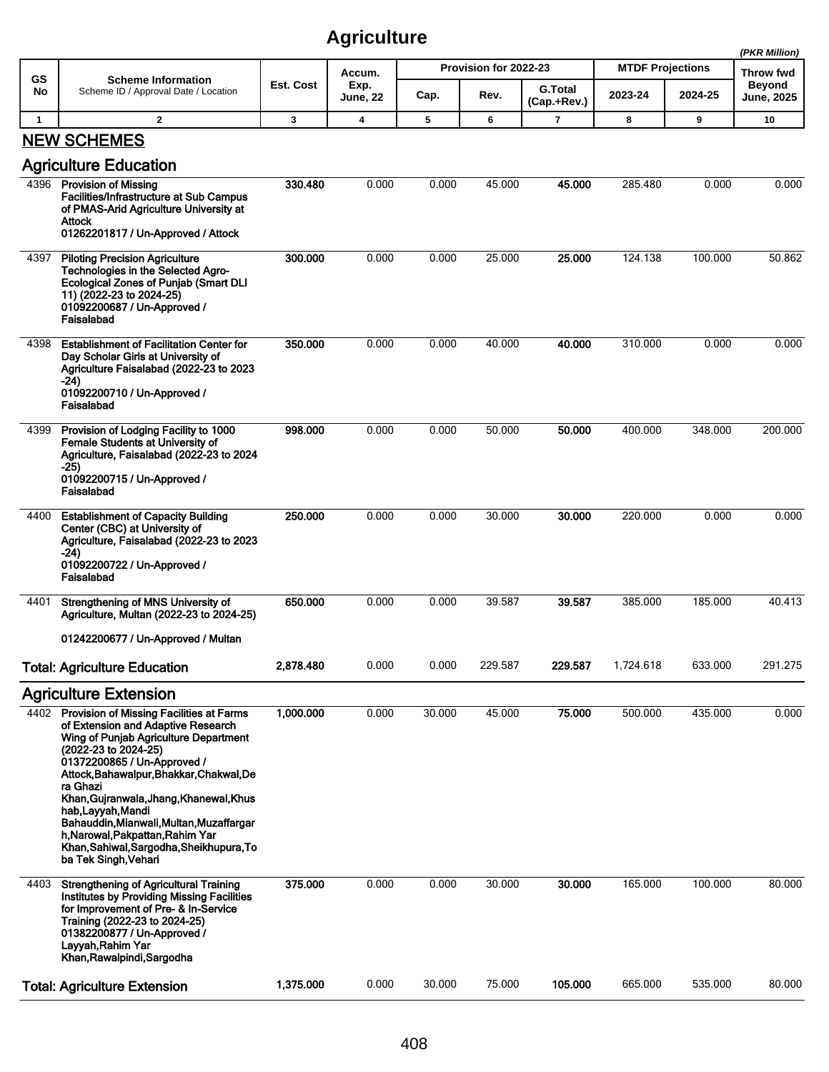# Agriculture

*(PKR Million)*

| GS No | Scheme Information<br>Scheme ID / Approval Date / Location | Est. Cost | Accum. Exp. June, 22 | Provision for 2022-23 | | | MTDF Projections | | Throw fwd Beyond June, 2025 |
|---|---|---|---|---|---|---|---|---|---|
| | | | | Cap. | Rev. | G.Total (Cap.+Rev.) | 2023-24 | 2024-25 | |
| 1 | 2 | 3 | 4 | 5 | 6 | 7 | 8 | 9 | 10 |
| | **NEW SCHEMES** | | | | | | | | |
| | **Agriculture Education** | | | | | | | | |
| 4396 | **Provision of Missing Facilities/Infrastructure at Sub Campus of PMAS-Arid Agriculture University at Attock**<br>**01262201817 / Un-Approved / Attock** | **330.480** | 0.000 | 0.000 | 45.000 | **45.000** | 285.480 | 0.000 | 0.000 |
| 4397 | **Piloting Precision Agriculture Technologies in the Selected Agro-Ecological Zones of Punjab (Smart DLI 11) (2022-23 to 2024-25)**<br>**01092200687 / Un-Approved / Faisalabad** | **300.000** | 0.000 | 0.000 | 25.000 | **25.000** | 124.138 | 100.000 | 50.862 |
| 4398 | **Establishment of Facilitation Center for Day Scholar Girls at University of Agriculture Faisalabad (2022-23 to 2023-24)**<br>**01092200710 / Un-Approved / Faisalabad** | **350.000** | 0.000 | 0.000 | 40.000 | **40.000** | 310.000 | 0.000 | 0.000 |
| 4399 | **Provision of Lodging Facility to 1000 Female Students at University of Agriculture, Faisalabad (2022-23 to 2024-25)**<br>**01092200715 / Un-Approved / Faisalabad** | **998.000** | 0.000 | 0.000 | 50.000 | **50.000** | 400.000 | 348.000 | 200.000 |
| 4400 | **Establishment of Capacity Building Center (CBC) at University of Agriculture, Faisalabad (2022-23 to 2023-24)**<br>**01092200722 / Un-Approved / Faisalabad** | **250.000** | 0.000 | 0.000 | 30.000 | **30.000** | 220.000 | 0.000 | 0.000 |
| 4401 | **Strengthening of MNS University of Agriculture, Multan (2022-23 to 2024-25)**<br>**01242200677 / Un-Approved / Multan** | **650.000** | 0.000 | 0.000 | 39.587 | **39.587** | 385.000 | 185.000 | 40.413 |
| | **Total: Agriculture Education** | **2,878.480** | 0.000 | 0.000 | 229.587 | **229.587** | 1,724.618 | 633.000 | 291.275 |
| | **Agriculture Extension** | | | | | | | | |
| 4402 | **Provision of Missing Facilities at Farms of Extension and Adaptive Research Wing of Punjab Agriculture Department (2022-23 to 2024-25)**<br>**01372200865 / Un-Approved / Attock,Bahawalpur,Bhakkar,Chakwal,Dera Ghazi Khan,Gujranwala,Jhang,Khanewal,Khushab,Layyah,Mandi Bahauddin,Mianwali,Multan,Muzaffargarh,Narowal,Pakpattan,Rahim Yar Khan,Sahiwal,Sargodha,Sheikhupura,Toba Tek Singh,Vehari** | **1,000.000** | 0.000 | 30.000 | 45.000 | **75.000** | 500.000 | 435.000 | 0.000 |
| 4403 | **Strengthening of Agricultural Training Institutes by Providing Missing Facilities for Improvement of Pre- & In-Service Training (2022-23 to 2024-25)**<br>**01382200877 / Un-Approved / Layyah,Rahim Yar Khan,Rawalpindi,Sargodha** | **375.000** | 0.000 | 0.000 | 30.000 | **30.000** | 165.000 | 100.000 | 80.000 |
| | **Total: Agriculture Extension** | **1,375.000** | 0.000 | 30.000 | 75.000 | **105.000** | 665.000 | 535.000 | 80.000 |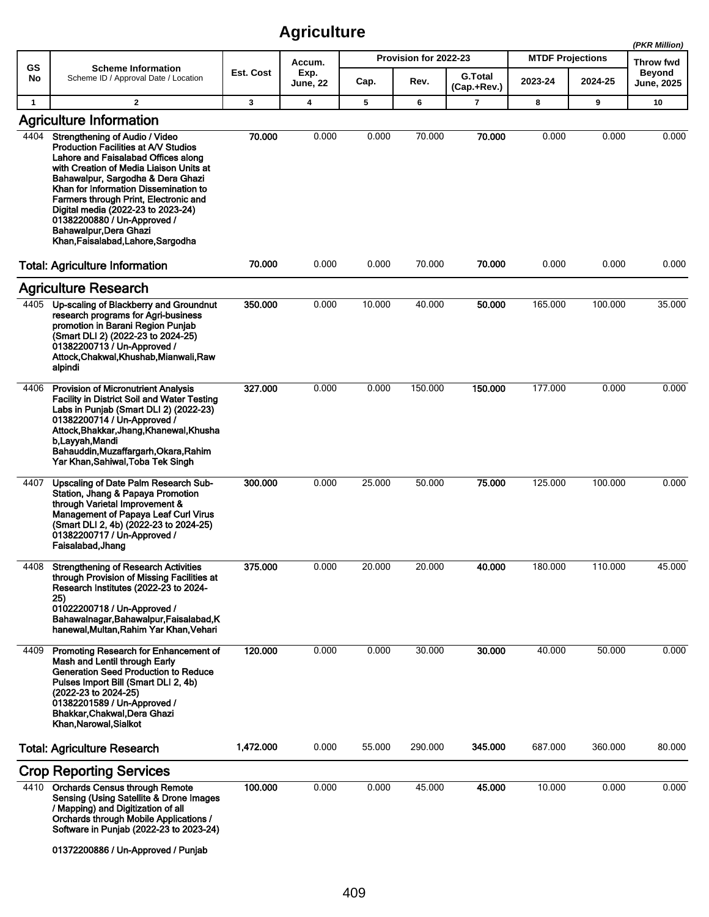# Agriculture

*(PKR Million)*

| GS No | Scheme Information<br>Scheme ID / Approval Date / Location | Est. Cost | Accum. Exp. June, 22 | Provision for 2022-23 | | | MTDF Projections | | Throw fwd Beyond June, 2025 |
|---|---|---|---|---|---|---|---|---|---|
| | | | | Cap. | Rev. | G.Total (Cap.+Rev.) | 2023-24 | 2024-25 | |
| 1 | 2 | 3 | 4 | 5 | 6 | 7 | 8 | 9 | 10 |
| | **Agriculture Information** | | | | | | | | |
| 4404 | **Strengthening of Audio / Video Production Facilities at A/V Studios Lahore and Faisalabad Offices along with Creation of Media Liaison Units at Bahawalpur, Sargodha & Dera Ghazi Khan for Information Dissemination to Farmers through Print, Electronic and Digital media (2022-23 to 2023-24)**<br>**01382200880 / Un-Approved / Bahawalpur,Dera Ghazi Khan,Faisalabad,Lahore,Sargodha** | **70.000** | 0.000 | 0.000 | 70.000 | **70.000** | 0.000 | 0.000 | 0.000 |
| | **Total: Agriculture Information** | **70.000** | 0.000 | 0.000 | 70.000 | **70.000** | 0.000 | 0.000 | 0.000 |
| | **Agriculture Research** | | | | | | | | |
| 4405 | **Up-scaling of Blackberry and Groundnut research programs for Agri-business promotion in Barani Region Punjab (Smart DLI 2) (2022-23 to 2024-25)**<br>**01382200713 / Un-Approved / Attock,Chakwal,Khushab,Mianwali,Rawalpindi** | **350.000** | 0.000 | 10.000 | 40.000 | **50.000** | 165.000 | 100.000 | 35.000 |
| 4406 | **Provision of Micronutrient Analysis Facility in District Soil and Water Testing Labs in Punjab (Smart DLI 2) (2022-23)**<br>**01382200714 / Un-Approved / Attock,Bhakkar,Jhang,Khanewal,Khushab,Layyah,Mandi Bahauddin,Muzaffargarh,Okara,Rahim Yar Khan,Sahiwal,Toba Tek Singh** | **327.000** | 0.000 | 0.000 | 150.000 | **150.000** | 177.000 | 0.000 | 0.000 |
| 4407 | **Upscaling of Date Palm Research Sub-Station, Jhang & Papaya Promotion through Varietal Improvement & Management of Papaya Leaf Curl Virus (Smart DLI 2, 4b) (2022-23 to 2024-25)**<br>**01382200717 / Un-Approved / Faisalabad,Jhang** | **300.000** | 0.000 | 25.000 | 50.000 | **75.000** | 125.000 | 100.000 | 0.000 |
| 4408 | **Strengthening of Research Activities through Provision of Missing Facilities at Research Institutes (2022-23 to 2024-25)**<br>**01022200718 / Un-Approved / Bahawalnagar,Bahawalpur,Faisalabad,Khanewal,Multan,Rahim Yar Khan,Vehari** | **375.000** | 0.000 | 20.000 | 20.000 | **40.000** | 180.000 | 110.000 | 45.000 |
| 4409 | **Promoting Research for Enhancement of Mash and Lentil through Early Generation Seed Production to Reduce Pulses Import Bill (Smart DLI 2, 4b) (2022-23 to 2024-25)**<br>**01382201589 / Un-Approved / Bhakkar,Chakwal,Dera Ghazi Khan,Narowal,Sialkot** | **120.000** | 0.000 | 0.000 | 30.000 | **30.000** | 40.000 | 50.000 | 0.000 |
| | **Total: Agriculture Research** | **1,472.000** | 0.000 | 55.000 | 290.000 | **345.000** | 687.000 | 360.000 | 80.000 |
| | **Crop Reporting Services** | | | | | | | | |
| 4410 | **Orchards Census through Remote Sensing (Using Satellite & Drone Images / Mapping) and Digitization of all Orchards through Mobile Applications / Software in Punjab (2022-23 to 2023-24)**<br>**01372200886 / Un-Approved / Punjab** | **100.000** | 0.000 | 0.000 | 45.000 | **45.000** | 10.000 | 0.000 | 0.000 |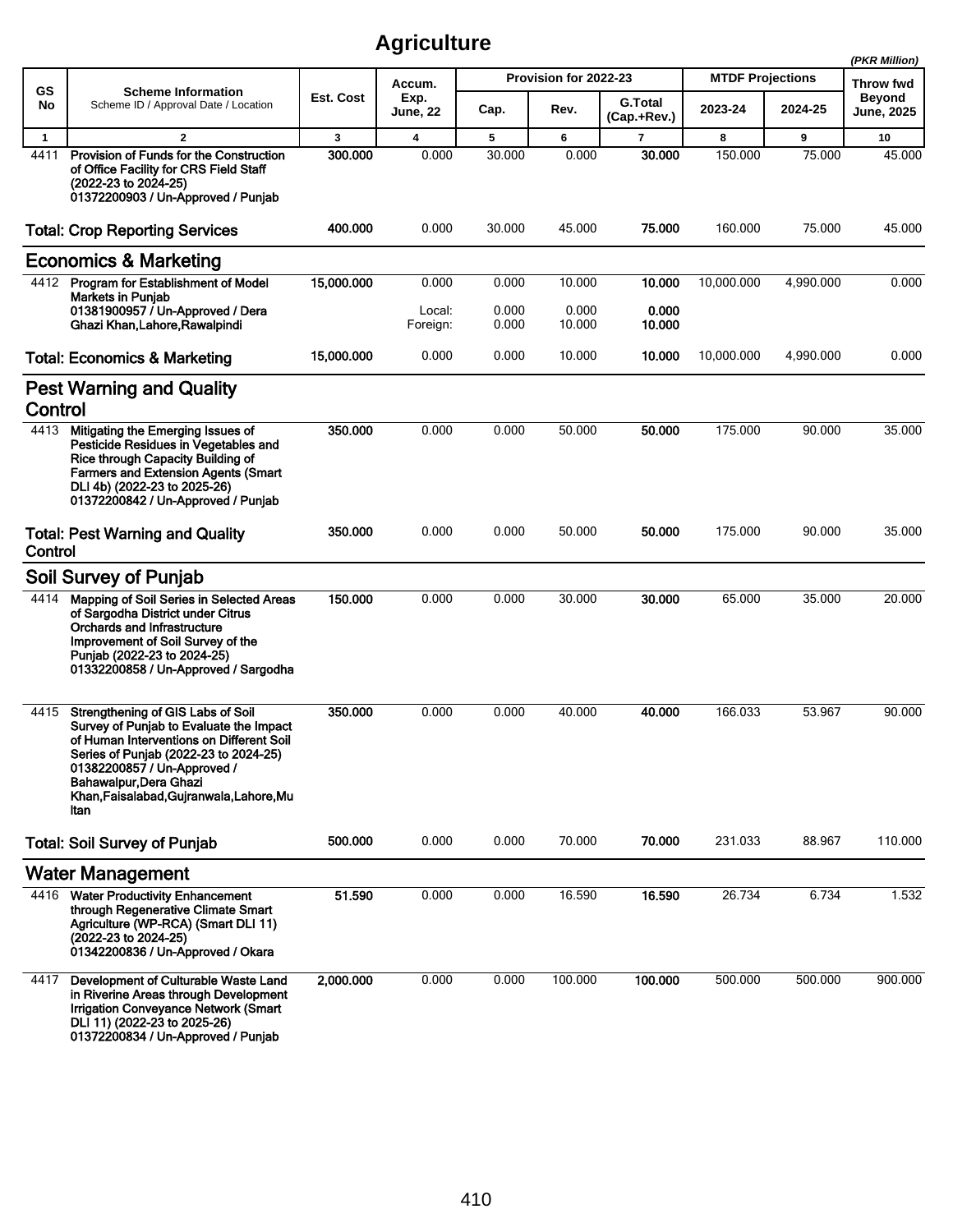# Agriculture

*(PKR Million)*

| GS No | Scheme Information<br>Scheme ID / Approval Date / Location | Est. Cost | Accum. Exp. June, 22 | Provision for 2022-23 | | | MTDF Projections | | Throw fwd Beyond June, 2025 |
|---|---|---|---|---|---|---|---|---|---|
| | | | | Cap. | Rev. | G.Total (Cap.+Rev.) | 2023-24 | 2024-25 | |
| 1 | 2 | 3 | 4 | 5 | 6 | 7 | 8 | 9 | 10 |
| 4411 | **Provision of Funds for the Construction of Office Facility for CRS Field Staff (2022-23 to 2024-25)**<br>**01372200903 / Un-Approved / Punjab** | **300.000** | 0.000 | 30.000 | 0.000 | **30.000** | 150.000 | 75.000 | 45.000 |
| | **Total: Crop Reporting Services** | **400.000** | 0.000 | 30.000 | 45.000 | **75.000** | 160.000 | 75.000 | 45.000 |
| | **Economics & Marketing** | | | | | | | | |
| 4412 | **Program for Establishment of Model Markets in Punjab**<br>**01381900957 / Un-Approved / Dera Ghazi Khan,Lahore,Rawalpindi** | **15,000.000** | 0.000 | 0.000 | 10.000 | **10.000** | 10,000.000 | 4,990.000 | 0.000 |
| | | | Local: | 0.000 | 0.000 | **0.000** | | | |
| | | | Foreign: | 0.000 | 10.000 | **10.000** | | | |
| | **Total: Economics & Marketing** | **15,000.000** | 0.000 | 0.000 | 10.000 | **10.000** | 10,000.000 | 4,990.000 | 0.000 |
| | **Pest Warning and Quality Control** | | | | | | | | |
| 4413 | **Mitigating the Emerging Issues of Pesticide Residues in Vegetables and Rice through Capacity Building of Farmers and Extension Agents (Smart DLI 4b) (2022-23 to 2025-26)**<br>**01372200842 / Un-Approved / Punjab** | **350.000** | 0.000 | 0.000 | 50.000 | **50.000** | 175.000 | 90.000 | 35.000 |
| | **Total: Pest Warning and Quality Control** | **350.000** | 0.000 | 0.000 | 50.000 | **50.000** | 175.000 | 90.000 | 35.000 |
| | **Soil Survey of Punjab** | | | | | | | | |
| 4414 | **Mapping of Soil Series in Selected Areas of Sargodha District under Citrus Orchards and Infrastructure Improvement of Soil Survey of the Punjab (2022-23 to 2024-25)**<br>**01332200858 / Un-Approved / Sargodha** | **150.000** | 0.000 | 0.000 | 30.000 | **30.000** | 65.000 | 35.000 | 20.000 |
| 4415 | **Strengthening of GIS Labs of Soil Survey of Punjab to Evaluate the Impact of Human Interventions on Different Soil Series of Punjab (2022-23 to 2024-25)**<br>**01382200857 / Un-Approved / Bahawalpur,Dera Ghazi Khan,Faisalabad,Gujranwala,Lahore,Multan** | **350.000** | 0.000 | 0.000 | 40.000 | **40.000** | 166.033 | 53.967 | 90.000 |
| | **Total: Soil Survey of Punjab** | **500.000** | 0.000 | 0.000 | 70.000 | **70.000** | 231.033 | 88.967 | 110.000 |
| | **Water Management** | | | | | | | | |
| 4416 | **Water Productivity Enhancement through Regenerative Climate Smart Agriculture (WP-RCA) (Smart DLI 11) (2022-23 to 2024-25)**<br>**01342200836 / Un-Approved / Okara** | **51.590** | 0.000 | 0.000 | 16.590 | **16.590** | 26.734 | 6.734 | 1.532 |
| 4417 | **Development of Culturable Waste Land in Riverine Areas through Development Irrigation Conveyance Network (Smart DLI 11) (2022-23 to 2025-26)**<br>**01372200834 / Un-Approved / Punjab** | **2,000.000** | 0.000 | 0.000 | 100.000 | **100.000** | 500.000 | 500.000 | 900.000 |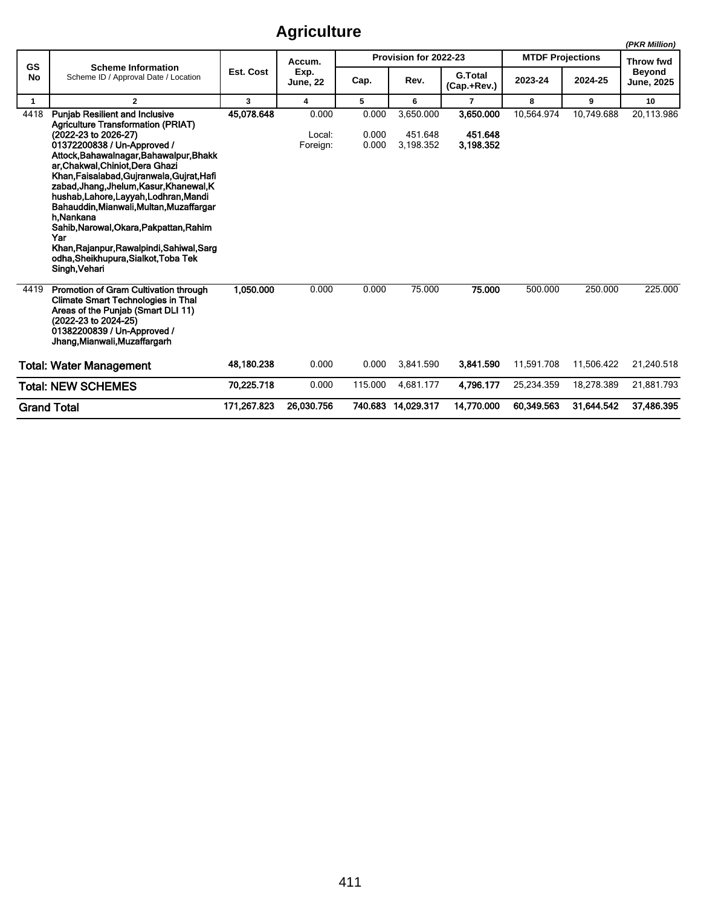# Agriculture

*(PKR Million)*

| GS No | Scheme Information<br>Scheme ID / Approval Date / Location | Est. Cost | Accum. Exp. June, 22 | Provision for 2022-23 | | | MTDF Projections | | Throw fwd Beyond June, 2025 |
|---|---|---|---|---|---|---|---|---|---|
| | | | | Cap. | Rev. | G.Total (Cap.+Rev.) | 2023-24 | 2024-25 | |
| 1 | 2 | 3 | 4 | 5 | 6 | 7 | 8 | 9 | 10 |
| 4418 | **Punjab Resilient and Inclusive Agriculture Transformation (PRIAT) (2022-23 to 2026-27) 01372200838 / Un-Approved / Attock,Bahawalnagar,Bahawalpur,Bhakkar,Chakwal,Chiniot,Dera Ghazi Khan,Faisalabad,Gujranwala,Gujrat,Hafizabad,Jhang,Jhelum,Kasur,Khanewal,Khushab,Lahore,Layyah,Lodhran,Mandi Bahauddin,Mianwali,Multan,Muzaffargarh,Nankana Sahib,Narowal,Okara,Pakpattan,Rahim Yar Khan,Rajanpur,Rawalpindi,Sahiwal,Sargodha,Sheikhupura,Sialkot,Toba Tek Singh,Vehari** | **45,078.648** | 0.000 | 0.000 | 3,650.000 | **3,650.000** | 10,564.974 | 10,749.688 | 20,113.986 |
| | | | Local: | 0.000 | 451.648 | **451.648** | | | |
| | | | Foreign: | 0.000 | 3,198.352 | **3,198.352** | | | |
| 4419 | **Promotion of Gram Cultivation through Climate Smart Technologies in Thal Areas of the Punjab (Smart DLI 11) (2022-23 to 2024-25) 01382200839 / Un-Approved / Jhang,Mianwali,Muzaffargarh** | **1,050.000** | 0.000 | 0.000 | 75.000 | **75.000** | 500.000 | 250.000 | 225.000 |
| | **Total: Water Management** | **48,180.238** | 0.000 | 0.000 | 3,841.590 | **3,841.590** | 11,591.708 | 11,506.422 | 21,240.518 |
| | **Total: NEW SCHEMES** | **70,225.718** | 0.000 | 115.000 | 4,681.177 | **4,796.177** | 25,234.359 | 18,278.389 | 21,881.793 |
| | **Grand Total** | **171,267.823** | **26,030.756** | **740.683** | **14,029.317** | **14,770.000** | **60,349.563** | **31,644.542** | **37,486.395** |